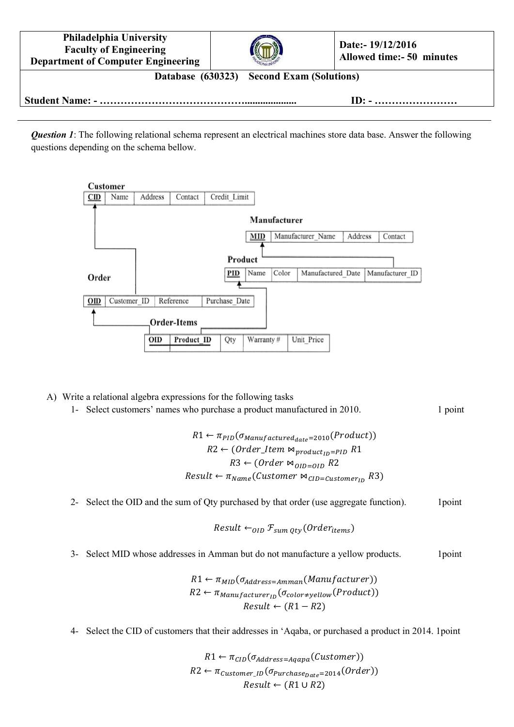| Philadelphia University<br>Faculty of Engineering<br>Department of Computer Engineering | | Date:- 19/12/2016<br>Allowed time:- 50 minutes |
|---|---|---|

**Database (630323) Second Exam (Solutions)**

**Student Name: - …………………………………................... ID: - ……………………**

---

***Question 1***: The following relational schema represent an electrical machines store data base. Answer the following questions depending on the schema bellow.

**Customer**

| <u>CID</u> | Name | Address | Contact | Credit_Limit |
|---|---|---|---|---|

**Manufacturer**

| <u>MID</u> | Manufacturer_Name | Address | Contact |
|---|---|---|---|

**Product**

| <u>PID</u> | Name | Color | Manufactured_Date | Manufacturer_ID |
|---|---|---|---|---|

**Order**

| <u>OID</u> | Customer_ID | Reference | Purchase_Date |
|---|---|---|---|

**Order-Items**

| <u>OID</u> | <u>Product_ID</u> | Qty | Warranty # | Unit_Price |
|---|---|---|---|---|

A) Write a relational algebra expressions for the following tasks

1- Select customers' names who purchase a product manufactured in 2010. 1 point

$$R1 \leftarrow \pi_{PID}(\sigma_{Manufactured_{date}=2010}(Product))$$
$$R2 \leftarrow (Order\_Item \bowtie_{product_{ID}=PID} R1$$
$$R3 \leftarrow (Order \bowtie_{OID=OID} R2$$
$$Result \leftarrow \pi_{Name}(Customer \bowtie_{CID=Customer_{ID}} R3)$$

2- Select the OID and the sum of Qty purchased by that order (use aggregate function). 1point

$$Result \leftarrow_{OID} \mathcal{F}_{sum\ Qty}(Order_{items})$$

3- Select MID whose addresses in Amman but do not manufacture a yellow products. 1point

$$R1 \leftarrow \pi_{MID}(\sigma_{Address=Amman}(Manufacturer))$$
$$R2 \leftarrow \pi_{Manufacturer_{ID}}(\sigma_{color \neq yellow}(Product))$$
$$Result \leftarrow (R1 - R2)$$

4- Select the CID of customers that their addresses in 'Aqaba, or purchased a product in 2014. 1point

$$R1 \leftarrow \pi_{CID}(\sigma_{Address=Aqapa}(Customer))$$
$$R2 \leftarrow \pi_{Customer\_ID}(\sigma_{Purchase_{Date}=2014}(Order))$$
$$Result \leftarrow (R1 \cup R2)$$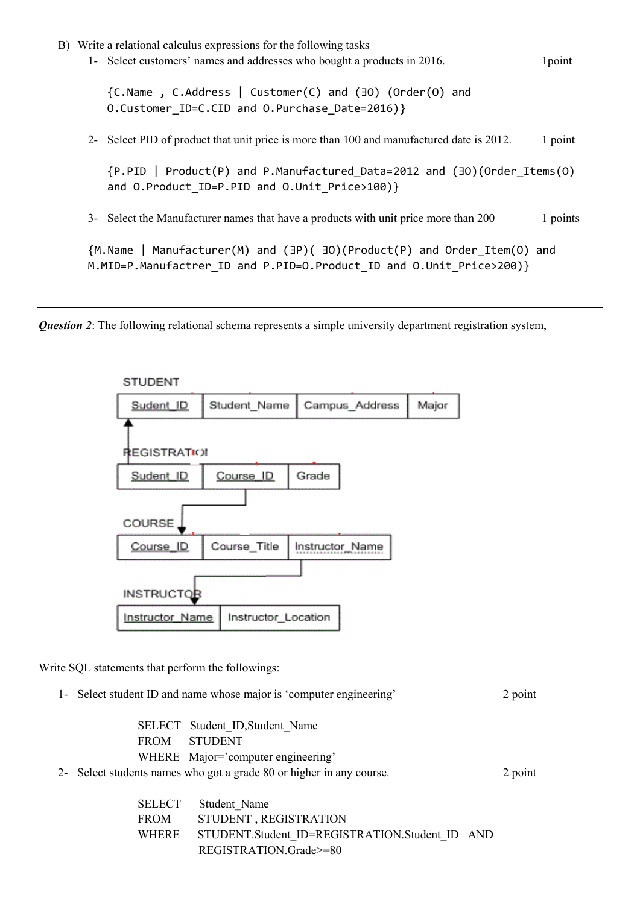B) Write a relational calculus expressions for the following tasks

1- Select customers' names and addresses who bought a products in 2016. 1point

```
{C.Name , C.Address | Customer(C) and (∃O) (Order(O) and
O.Customer_ID=C.CID and O.Purchase_Date=2016)}
```

2- Select PID of product that unit price is more than 100 and manufactured date is 2012. 1 point

```
{P.PID | Product(P) and P.Manufactured_Data=2012 and (∃O)(Order_Items(O)
and O.Product_ID=P.PID and O.Unit_Price>100)}
```

3- Select the Manufacturer names that have a products with unit price more than 200 1 points

```
{M.Name | Manufacturer(M) and (∃P)( ∃O)(Product(P) and Order_Item(O) and
M.MID=P.Manufactrer_ID and P.PID=O.Product_ID and O.Unit_Price>200)}
```

---

***Question 2***: The following relational schema represents a simple university department registration system,

STUDENT

| Sudent_ID | Student_Name | Campus_Address | Major |
|---|---|---|---|

REGISTRATION

| Sudent_ID | Course_ID | Grade |
|---|---|---|

COURSE

| Course_ID | Course_Title | Instructor_Name |
|---|---|---|

INSTRUCTOR

| Instructor_Name | Instructor_Location |
|---|---|

Write SQL statements that perform the followings:

1- Select student ID and name whose major is 'computer engineering' 2 point

```
SELECT   Student_ID,Student_Name
FROM     STUDENT
WHERE    Major='computer engineering'
```

2- Select students names who got a grade 80 or higher in any course. 2 point

```
SELECT   Student_Name
FROM     STUDENT , REGISTRATION
WHERE    STUDENT.Student_ID=REGISTRATION.Student_ID  AND
         REGISTRATION.Grade>=80
```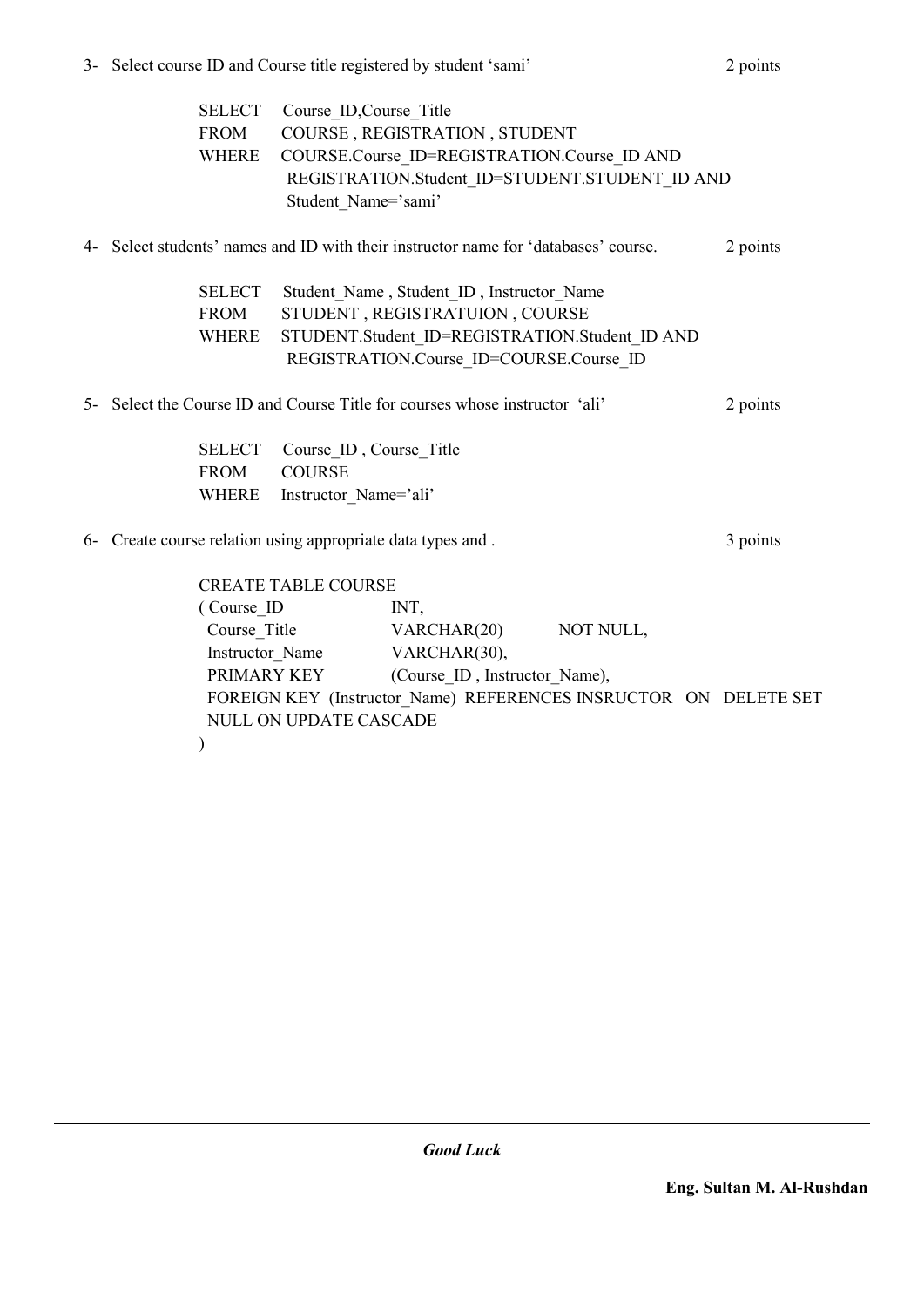3- Select course ID and Course title registered by student 'sami' 2 points

```
SELECT   Course_ID,Course_Title
FROM     COURSE , REGISTRATION , STUDENT
WHERE    COURSE.Course_ID=REGISTRATION.Course_ID AND
         REGISTRATION.Student_ID=STUDENT.STUDENT_ID AND
         Student_Name='sami'
```

4- Select students' names and ID with their instructor name for 'databases' course. 2 points

```
SELECT   Student_Name , Student_ID , Instructor_Name
FROM     STUDENT , REGISTRATUION , COURSE
WHERE    STUDENT.Student_ID=REGISTRATION.Student_ID AND
         REGISTRATION.Course_ID=COURSE.Course_ID
```

5- Select the Course ID and Course Title for courses whose instructor 'ali' 2 points

```
SELECT   Course_ID , Course_Title
FROM     COURSE
WHERE    Instructor_Name='ali'
```

6- Create course relation using appropriate data types and . 3 points

```
CREATE TABLE COURSE
( Course_ID          INT,
  Course_Title       VARCHAR(20)     NOT NULL,
  Instructor_Name    VARCHAR(30),
  PRIMARY KEY        (Course_ID , Instructor_Name),
  FOREIGN KEY (Instructor_Name) REFERENCES INSRUCTOR  ON  DELETE SET
  NULL ON UPDATE CASCADE
)
```

---

***Good Luck***

**Eng. Sultan M. Al-Rushdan**